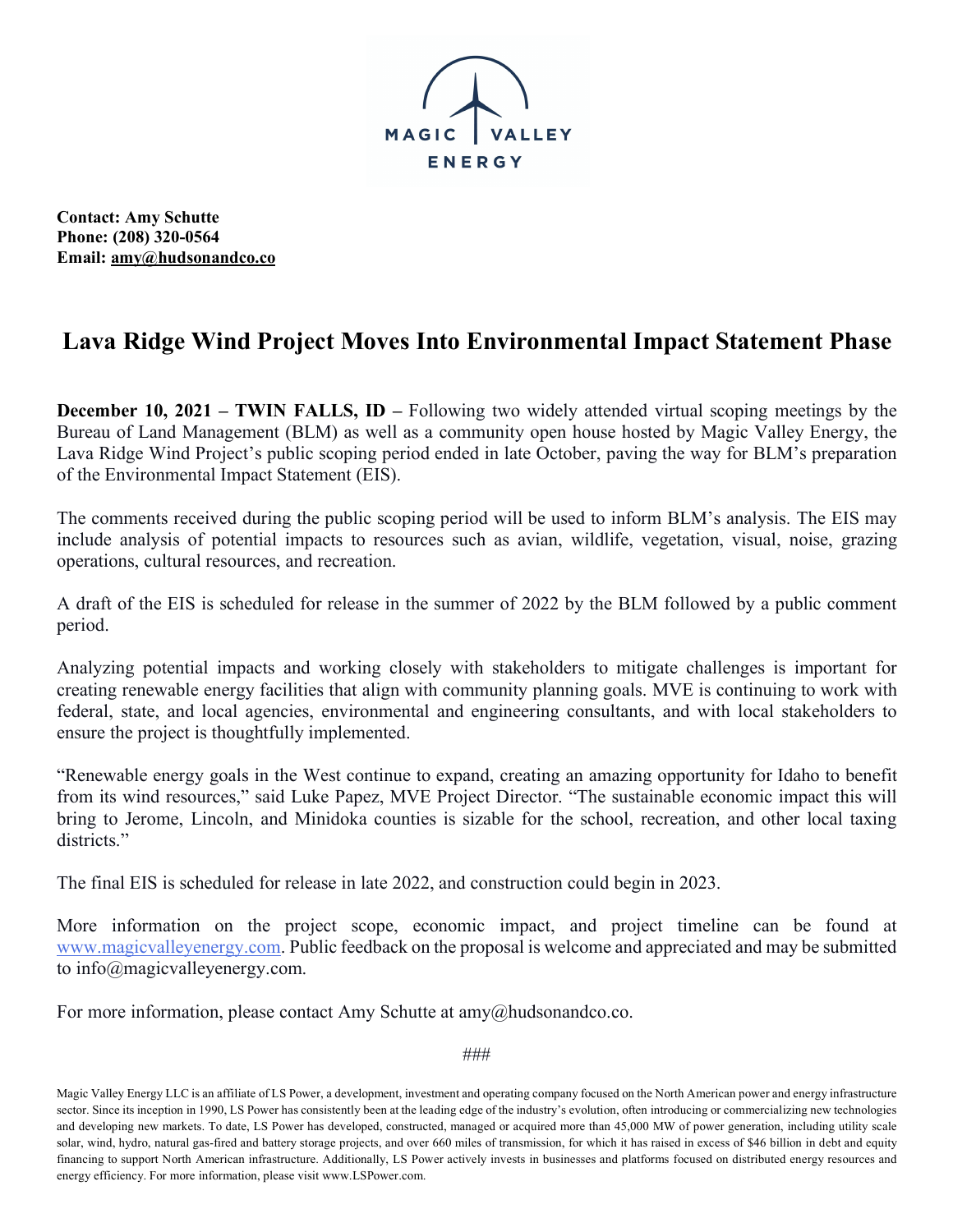MAGIC VALLEY ENERGY

**Contact: Amy Schutte**
**Phone: (208) 320-0564**
**Email: amy@hudsonandco.co**

# Lava Ridge Wind Project Moves Into Environmental Impact Statement Phase

**December 10, 2021 – TWIN FALLS, ID –** Following two widely attended virtual scoping meetings by the Bureau of Land Management (BLM) as well as a community open house hosted by Magic Valley Energy, the Lava Ridge Wind Project's public scoping period ended in late October, paving the way for BLM's preparation of the Environmental Impact Statement (EIS).

The comments received during the public scoping period will be used to inform BLM's analysis. The EIS may include analysis of potential impacts to resources such as avian, wildlife, vegetation, visual, noise, grazing operations, cultural resources, and recreation.

A draft of the EIS is scheduled for release in the summer of 2022 by the BLM followed by a public comment period.

Analyzing potential impacts and working closely with stakeholders to mitigate challenges is important for creating renewable energy facilities that align with community planning goals. MVE is continuing to work with federal, state, and local agencies, environmental and engineering consultants, and with local stakeholders to ensure the project is thoughtfully implemented.

"Renewable energy goals in the West continue to expand, creating an amazing opportunity for Idaho to benefit from its wind resources," said Luke Papez, MVE Project Director. "The sustainable economic impact this will bring to Jerome, Lincoln, and Minidoka counties is sizable for the school, recreation, and other local taxing districts."

The final EIS is scheduled for release in late 2022, and construction could begin in 2023.

More information on the project scope, economic impact, and project timeline can be found at www.magicvalleyenergy.com. Public feedback on the proposal is welcome and appreciated and may be submitted to info@magicvalleyenergy.com.

For more information, please contact Amy Schutte at amy@hudsonandco.co.

###

Magic Valley Energy LLC is an affiliate of LS Power, a development, investment and operating company focused on the North American power and energy infrastructure sector. Since its inception in 1990, LS Power has consistently been at the leading edge of the industry's evolution, often introducing or commercializing new technologies and developing new markets. To date, LS Power has developed, constructed, managed or acquired more than 45,000 MW of power generation, including utility scale solar, wind, hydro, natural gas-fired and battery storage projects, and over 660 miles of transmission, for which it has raised in excess of $46 billion in debt and equity financing to support North American infrastructure. Additionally, LS Power actively invests in businesses and platforms focused on distributed energy resources and energy efficiency. For more information, please visit www.LSPower.com.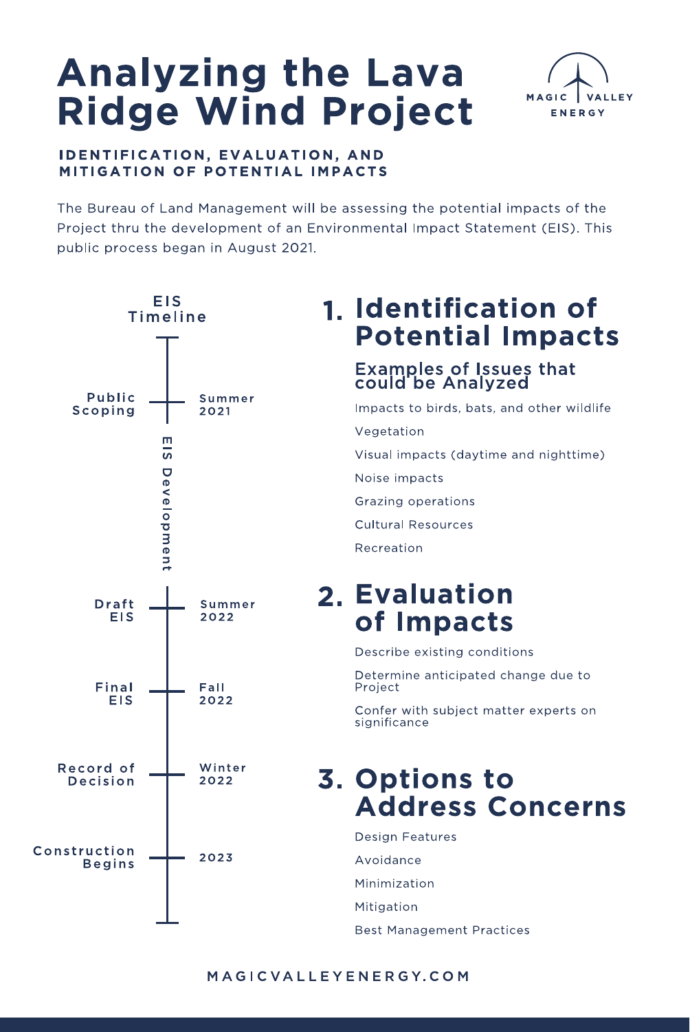# Analyzing the Lava Ridge Wind Project

MAGIC VALLEY ENERGY

### IDENTIFICATION, EVALUATION, AND MITIGATION OF POTENTIAL IMPACTS

The Bureau of Land Management will be assessing the potential impacts of the Project thru the development of an Environmental Impact Statement (EIS). This public process began in August 2021.

## EIS Timeline

Public Scoping — Summer 2021

EIS Development

Draft EIS — Summer 2022

Final EIS — Fall 2022

Record of Decision — Winter 2022

Construction Begins — 2023

## 1. Identification of Potential Impacts

### Examples of Issues that could be Analyzed

- Impacts to birds, bats, and other wildlife
- Vegetation
- Visual impacts (daytime and nighttime)
- Noise impacts
- Grazing operations
- Cultural Resources
- Recreation

## 2. Evaluation of Impacts

- Describe existing conditions
- Determine anticipated change due to Project
- Confer with subject matter experts on significance

## 3. Options to Address Concerns

- Design Features
- Avoidance
- Minimization
- Mitigation
- Best Management Practices

MAGICVALLEYENERGY.COM